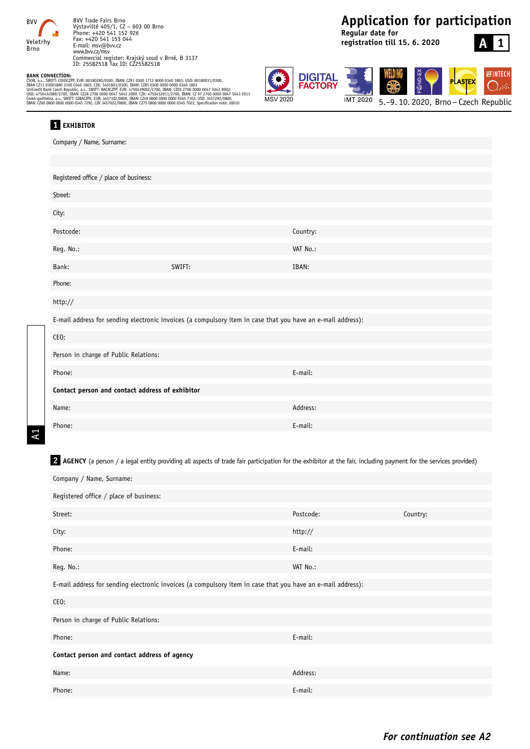BVV Veletrhy Brno

BVV Trade Fairs Brno
Výstaviště 405/1, CZ – 603 00 Brno
Phone: +420 541 152 926
Fax: +420 541 153 044
E-mail: msv@bvv.cz
www.bvv.cz/msv
Commercial register: Krajský soud v Brně, B 3137
ID: 25582518 Tax ID: CZ25582518

**BANK CONNECTION:**
ČSOB, a.s., SWIFT: CEKOCZPP, EUR: 00180280/0300, IBAN: CZ91 0300 1712 8000 0340 1803; USD: 00180031/0300,
IBAN CZ11 03001880 3100 0340 1803, CZK: 3401803/0300, IBAN: CZ85 0300 0000 0000 0340 1803
UniCredit Bank Czech Republic, a.s., SWIFT: BACXCZPP, EUR: 4750439002/2700, IBAN: CZ05 2700 0000 0047 5043 9002;
USD: 4750432089/2700, IBAN: CZ28 2700 0000 0047 5043 2089, CZK: 4750432011/2700, IBAN: CZ 97 2700 0000 0047 5043 2011
Česká spořitelna, a.s., SWIFT: GIBACZPX, EUR: 3457102/0800, IBAN: CZ49 0800 0000 0000 0345 7102; USD: 3457292/0800,
IBAN: CZ60 0800 0000 0000 0345 7292, CZK 3457022/0800, IBAN: CZ75 0800 0000 0000 0345 7022, Specification note: 20010

# Application for participation

**Regular date for registration till 15. 6. 2020**

**A 1**

MSV 2020 | DIGITAL FACTORY | IMT 2020 | WELDING | FOND-EX | PLASTEX | PROFINTECH

5.–9. 10. 2020, Brno – Czech Republic

## 1 EXHIBITOR

Company / Name, Surname:

Registered office / place of business:

Street:

City:

Postcode: | Country:

Reg. No.: | VAT No.:

Bank: | SWIFT: | IBAN:

Phone:

http://

E-mail address for sending electronic invoices (a compulsory item in case that you have an e-mail address):

CEO:

Person in charge of Public Relations:

Phone: | E-mail:

**Contact person and contact address of exhibitor**

Name: | Address:

Phone: | E-mail:

## 2 AGENCY (a person / a legal entity providing all aspects of trade fair participation for the exhibitor at the fair, including payment for the services provided)

Company / Name, Surname:

Registered office / place of business:

Street: | Postcode: | Country:

City: | http://

Phone: | E-mail:

Reg. No.: | VAT No.:

E-mail address for sending electronic invoices (a compulsory item in case that you have an e-mail address):

CEO:

Person in charge of Public Relations:

Phone: | E-mail:

**Contact person and contact address of agency**

Name: | Address:

Phone: | E-mail:

*For continuation see A2*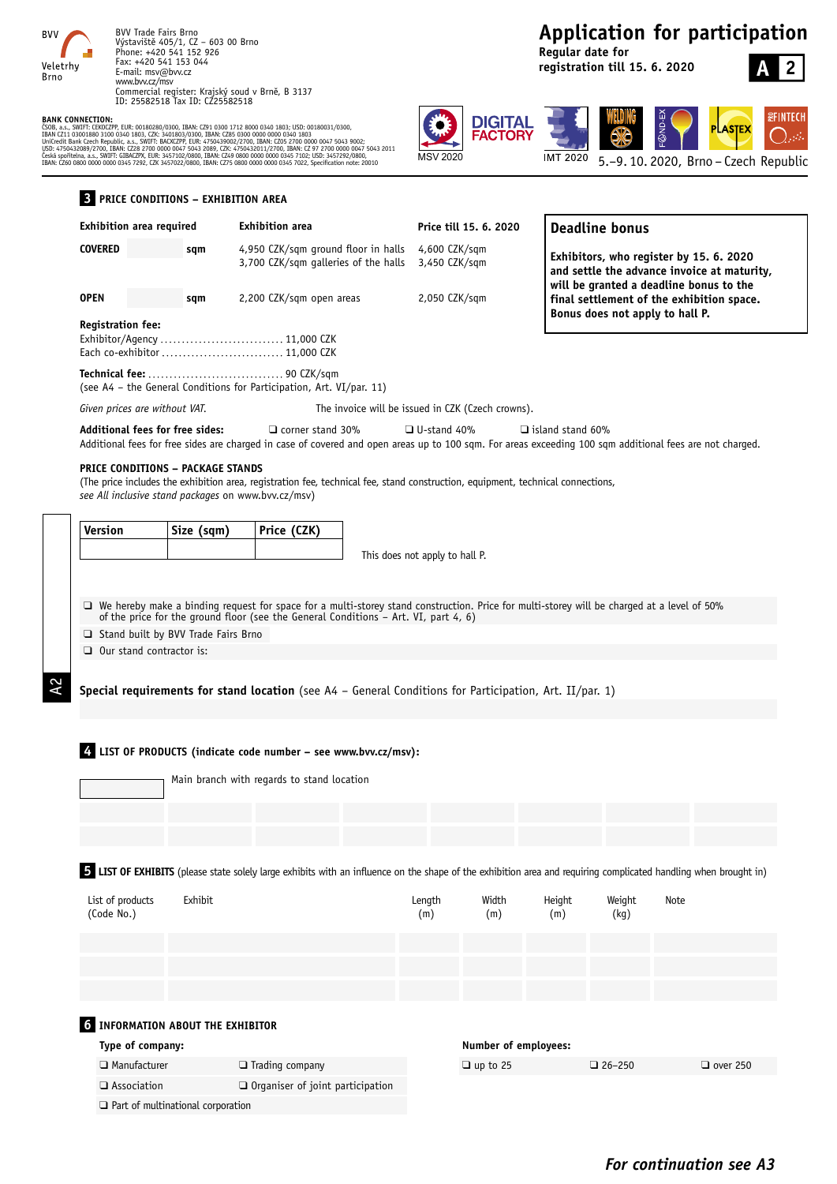BVV Veletrhy Brno

BVV Trade Fairs Brno
Výstaviště 405/1, CZ – 603 00 Brno
Phone: +420 541 152 926
Fax: +420 541 153 044
E-mail: msv@bvv.cz
www.bvv.cz/msv
Commercial register: Krajský soud v Brně, B 3137
ID: 25582518 Tax ID: CZ25582518

**BANK CONNECTION:**
ČSOB, a.s., SWIFT: CEKOCZPP, EUR: 00180280/0300, IBAN: CZ91 0300 1712 8000 0340 1803; USD: 00180031/0300,
IBAN CZ11 03001880 3100 0340 1803, CZK: 3401803/0300, IBAN: CZ85 0300 0000 0000 0340 1803
UniCredit Bank Czech Republic, a.s., SWIFT: BACXCZPP, EUR: 4750439002/2700, IBAN: CZ05 2700 0000 0047 5043 9002;
USD: 4750432089/2700, IBAN: CZ28 2700 0000 0047 5043 2089, CZK: 4750432011/2700, IBAN: CZ 97 2700 0000 0047 5043 2011
Česká spořitelna, a.s., SWIFT: GIBACZPX, EUR: 3457102/0800, IBAN: CZ49 0800 0000 0000 0345 7102; USD: 3457292/0800,
IBAN: CZ60 0800 0000 0000 0345 7292, CZK 3457022/0800, IBAN: CZ75 0800 0000 0000 0345 7022, Specification note: 20010

# Application for participation

**Regular date for registration till 15. 6. 2020**

**A 2**

MSV 2020 · DIGITAL FACTORY · IMT 2020 · WELDING · FOND-EX · PLASTEX · PROFINTECH

5.–9. 10. 2020, Brno – Czech Republic

## 3 PRICE CONDITIONS – EXHIBITION AREA

| Exhibition area required | | | Exhibition area | Price till 15. 6. 2020 |
|---|---|---|---|---|
| **COVERED** | | **sqm** | 4,950 CZK/sqm ground floor in halls<br>3,700 CZK/sqm galleries of the halls | 4,600 CZK/sqm<br>3,450 CZK/sqm |
| **OPEN** | | **sqm** | 2,200 CZK/sqm open areas | 2,050 CZK/sqm |

**Deadline bonus**

**Exhibitors, who register by 15. 6. 2020 and settle the advance invoice at maturity, will be granted a deadline bonus to the final settlement of the exhibition space. Bonus does not apply to hall P.**

**Registration fee:**
Exhibitor/Agency .............................. 11,000 CZK
Each co-exhibitor ............................. 11,000 CZK

**Technical fee:** ................................ 90 CZK/sqm
(see A4 – the General Conditions for Participation, Art. VI/par. 11)

*Given prices are without VAT.* The invoice will be issued in CZK (Czech crowns).

**Additional fees for free sides:** ❑ corner stand 30% ❑ U-stand 40% ❑ island stand 60%
Additional fees for free sides are charged in case of covered and open areas up to 100 sqm. For areas exceeding 100 sqm additional fees are not charged.

**PRICE CONDITIONS – PACKAGE STANDS**
(The price includes the exhibition area, registration fee, technical fee, stand construction, equipment, technical connections, *see All inclusive stand packages* on www.bvv.cz/msv)

| Version | Size (sqm) | Price (CZK) |
|---|---|---|
| | | |

This does not apply to hall P.

❑ We hereby make a binding request for space for a multi-storey stand construction. Price for multi-storey will be charged at a level of 50% of the price for the ground floor (see the General Conditions – Art. VI, part 4, 6)

❑ Stand built by BVV Trade Fairs Brno

❑ Our stand contractor is:

**Special requirements for stand location** (see A4 – General Conditions for Participation, Art. II/par. 1)

## 4 LIST OF PRODUCTS (indicate code number – see www.bvv.cz/msv):

Main branch with regards to stand location

## 5 LIST OF EXHIBITS (please state solely large exhibits with an influence on the shape of the exhibition area and requiring complicated handling when brought in)

| List of products (Code No.) | Exhibit | Length (m) | Width (m) | Height (m) | Weight (kg) | Note |
|---|---|---|---|---|---|---|
| | | | | | | |
| | | | | | | |
| | | | | | | |

## 6 INFORMATION ABOUT THE EXHIBITOR

**Type of company:**
❑ Manufacturer ❑ Trading company
❑ Association ❑ Organiser of joint participation
❑ Part of multinational corporation

**Number of employees:**
❑ up to 25 ❑ 26–250 ❑ over 250

***For continuation see A3***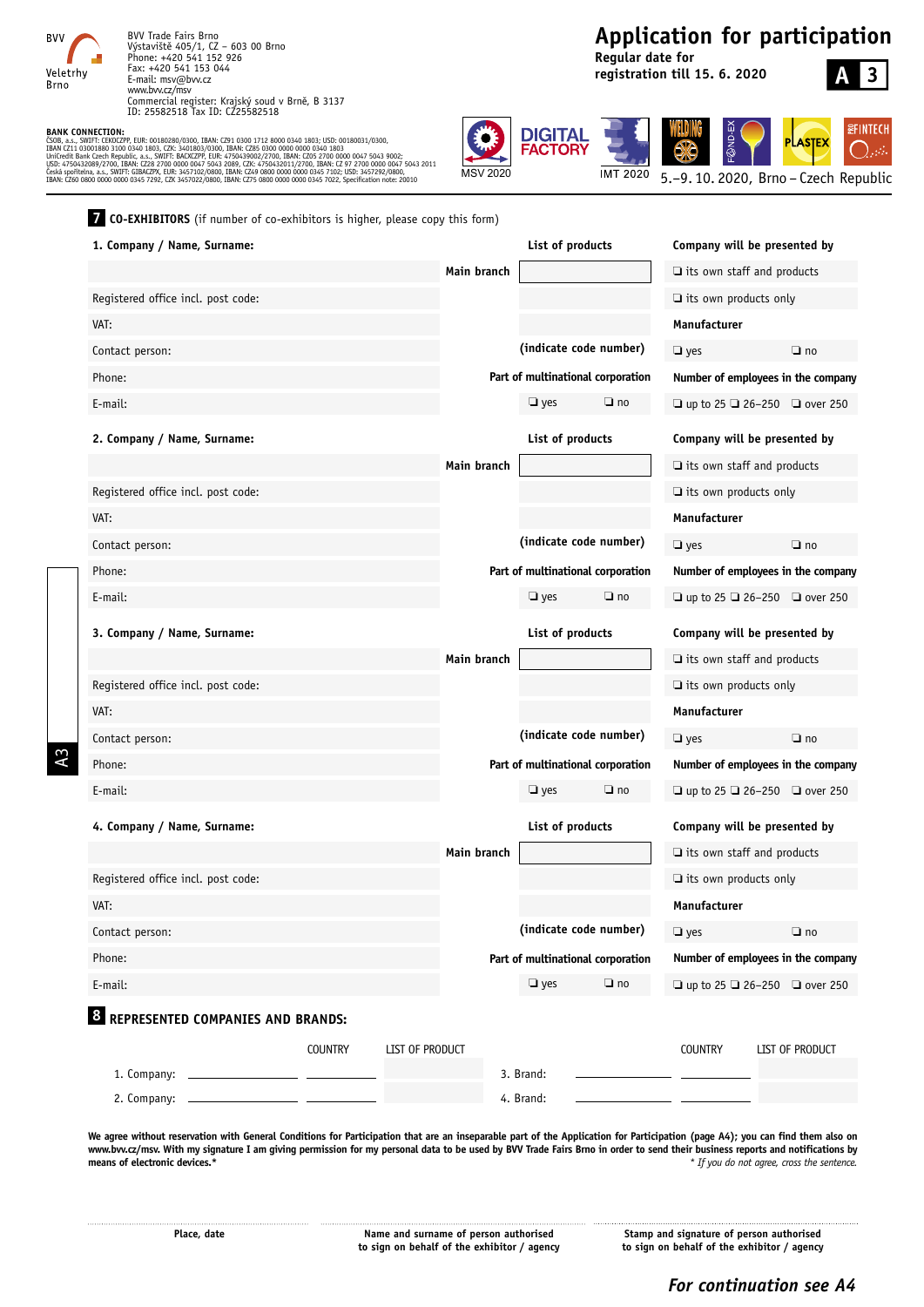BVV Veletrhy Brno

BVV Trade Fairs Brno
Výstaviště 405/1, CZ – 603 00 Brno
Phone: +420 541 152 926
Fax: +420 541 153 044
E-mail: msv@bvv.cz
www.bvv.cz/msv
Commercial register: Krajský soud v Brně, B 3137
ID: 25582518 Tax ID: CZ25582518

**BANK CONNECTION:**
ČSOB, a.s., SWIFT: CEKOCZPP, EUR: 00180281/0300, IBAN: CZ91 0300 1712 8000 0340 1803; USD: 00180031/0300,
IBAN CZ11 03001880 3100 0340 1803, CZK: 3401803/0300, IBAN: CZ85 0300 0000 0000 0340 1803
UniCredit Bank Czech Republic, a.s., SWIFT: BACXCZPP, EUR: 4750439002/2700, IBAN: CZ05 2700 0000 0047 5043 9002;
USD: 4750432089/2700, IBAN: CZ28 2700 0000 0047 5043 2089, CZK: 4750432011/2700, IBAN: CZ 97 2700 0000 0047 5043 2011
Česká spořitelna, a.s., SWIFT: GIBACZPX, EUR: 3457102/0800, IBAN: CZ49 0800 0000 0000 0345 7102; USD: 3457292/0800,
IBAN: CZ60 0800 0000 0000 0345 7292, CZK 3457022/0800, IBAN: CZ75 0800 0000 0000 0345 7022, Specification note: 20010

# Application for participation

**Regular date for registration till 15. 6. 2020**

**A 3**

MSV 2020 · DIGITAL FACTORY · IMT 2020 · WELDING · FOND-EX · PLASTEX · PROFINTECH

5.–9. 10. 2020, Brno – Czech Republic

## 7 CO-EXHIBITORS (if number of co-exhibitors is higher, please copy this form)

**1. Company / Name, Surname:** | **List of products** | **Company will be presented by**

| | | |
|---|---|---|
| | **Main branch** | ❑ its own staff and products |
| Registered office incl. post code: | | ❑ its own products only |
| VAT: | | **Manufacturer** |
| Contact person: | **(indicate code number)** | ❑ yes ❑ no |
| Phone: | **Part of multinational corporation** | **Number of employees in the company** |
| E-mail: | ❑ yes ❑ no | ❑ up to 25 ❑ 26–250 ❑ over 250 |

**2. Company / Name, Surname:** | **List of products** | **Company will be presented by**

| | | |
|---|---|---|
| | **Main branch** | ❑ its own staff and products |
| Registered office incl. post code: | | ❑ its own products only |
| VAT: | | **Manufacturer** |
| Contact person: | **(indicate code number)** | ❑ yes ❑ no |
| Phone: | **Part of multinational corporation** | **Number of employees in the company** |
| E-mail: | ❑ yes ❑ no | ❑ up to 25 ❑ 26–250 ❑ over 250 |

**3. Company / Name, Surname:** | **List of products** | **Company will be presented by**

| | | |
|---|---|---|
| | **Main branch** | ❑ its own staff and products |
| Registered office incl. post code: | | ❑ its own products only |
| VAT: | | **Manufacturer** |
| Contact person: | **(indicate code number)** | ❑ yes ❑ no |
| Phone: | **Part of multinational corporation** | **Number of employees in the company** |
| E-mail: | ❑ yes ❑ no | ❑ up to 25 ❑ 26–250 ❑ over 250 |

**4. Company / Name, Surname:** | **List of products** | **Company will be presented by**

| | | |
|---|---|---|
| | **Main branch** | ❑ its own staff and products |
| Registered office incl. post code: | | ❑ its own products only |
| VAT: | | **Manufacturer** |
| Contact person: | **(indicate code number)** | ❑ yes ❑ no |
| Phone: | **Part of multinational corporation** | **Number of employees in the company** |
| E-mail: | ❑ yes ❑ no | ❑ up to 25 ❑ 26–250 ❑ over 250 |

## 8 REPRESENTED COMPANIES AND BRANDS:

| | | COUNTRY | LIST OF PRODUCT | | | COUNTRY | LIST OF PRODUCT |
|---|---|---|---|---|---|---|---|
| 1. Company: | | | | 3. Brand: | | | |
| 2. Company: | | | | 4. Brand: | | | |

**We agree without reservation with General Conditions for Participation that are an inseparable part of the Application for Participation (page A4); you can find them also on www.bvv.cz/msv. With my signature I am giving permission for my personal data to be used by BVV Trade Fairs Brno in order to send their business reports and notifications by means of electronic devices.***

*\* If you do not agree, cross the sentence.*

| Place, date | Name and surname of person authorised to sign on behalf of the exhibitor / agency | Stamp and signature of person authorised to sign on behalf of the exhibitor / agency |
|---|---|---|

***For continuation see A4***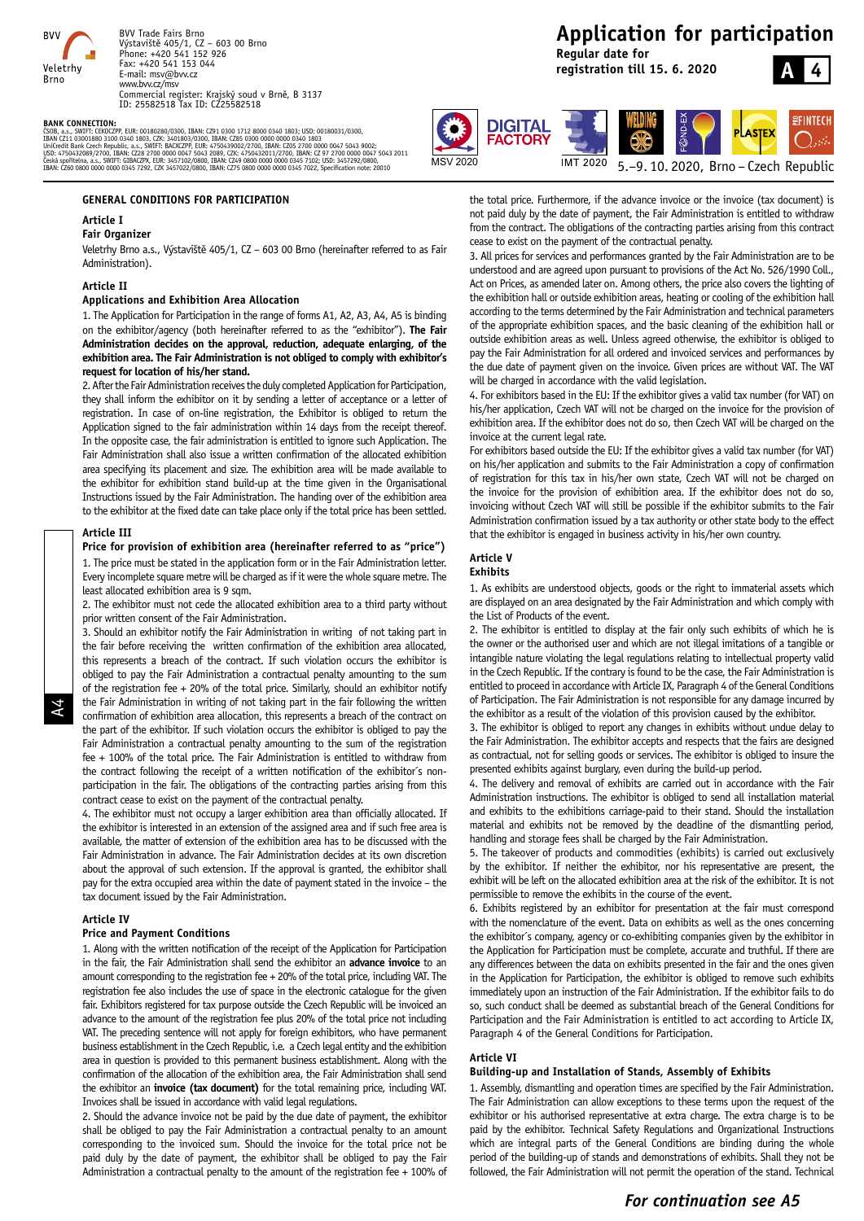BVV Trade Fairs Brno
Výstaviště 405/1, CZ – 603 00 Brno
Phone: +420 541 152 926
Fax: +420 541 153 044
E-mail: msv@bvv.cz
www.bvv.cz/msv
Commercial register: Krajský soud v Brně, B 3137
ID: 25582518 Tax ID: CZ25582518

**BANK CONNECTION:**
ČSOB, a.s., SWIFT: CEKOCZPP, EUR: 00180280/0300, IBAN: CZ91 0300 1712 8000 0340 1803; USD: 00180031/0300, IBAN CZ11 03001880 3100 0340 1803, CZK: 3401803/0300, IBAN: CZ85 0300 0000 0000 0340 1803
UniCredit Bank Czech Republic, a.s., SWIFT: BACXCZPP, EUR: 4750439002/2700, IBAN: CZ05 2700 0000 0047 5043 9002; USD: 4750432089/2700, IBAN: CZ28 2700 0000 0047 5043 2089, CZK: 4750432011/2700, IBAN: CZ 97 2700 0000 0047 5043 2011
Česká spořitelna, a.s., SWIFT: GIBACZPX, EUR: 3457102/0800, IBAN: CZ49 0800 0000 0000 0345 7102; USD: 3457292/0800, IBAN: CZ60 0800 0000 0000 0345 7292, CZK 3457022/0800, IBAN: CZ75 0800 0000 0000 0345 7022, Specification note: 20010

# Application for participation

**Regular date for registration till 15. 6. 2020**

**A 4**

MSV 2020 | DIGITAL FACTORY | IMT 2020 | WELDING | FOND-EX | PLASTEX | PROFINTECH

5.–9. 10. 2020, Brno – Czech Republic

## GENERAL CONDITIONS FOR PARTICIPATION

### Article I
**Fair Organizer**

Veletrhy Brno a.s., Výstaviště 405/1, CZ – 603 00 Brno (hereinafter referred to as Fair Administration).

### Article II
**Applications and Exhibition Area Allocation**

1. The Application for Participation in the range of forms A1, A2, A3, A4, A5 is binding on the exhibitor/agency (both hereinafter referred to as the "exhibitor"). **The Fair Administration decides on the approval, reduction, adequate enlarging, of the exhibition area. The Fair Administration is not obliged to comply with exhibitor's request for location of his/her stand.**

2. After the Fair Administration receives the duly completed Application for Participation, they shall inform the exhibitor on it by sending a letter of acceptance or a letter of registration. In case of on-line registration, the Exhibitor is obliged to return the Application signed to the fair administration within 14 days from the receipt thereof. In the opposite case, the fair administration is entitled to ignore such Application. The Fair Administration shall also issue a written confirmation of the allocated exhibition area specifying its placement and size. The exhibition area will be made available to the exhibitor for exhibition stand build-up at the time given in the Organisational Instructions issued by the Fair Administration. The handing over of the exhibition area to the exhibitor at the fixed date can take place only if the total price has been settled.

### Article III
**Price for provision of exhibition area (hereinafter referred to as "price")**

1. The price must be stated in the application form or in the Fair Administration letter. Every incomplete square metre will be charged as if it were the whole square metre. The least allocated exhibition area is 9 sqm.

2. The exhibitor must not cede the allocated exhibition area to a third party without prior written consent of the Fair Administration.

3. Should an exhibitor notify the Fair Administration in writing of not taking part in the fair before receiving the written confirmation of the exhibition area allocated, this represents a breach of the contract. If such violation occurs the exhibitor is obliged to pay the Fair Administration a contractual penalty amounting to the sum of the registration fee + 20% of the total price. Similarly, should an exhibitor notify the Fair Administration in writing of not taking part in the fair following the written confirmation of exhibition area allocation, this represents a breach of the contract on the part of the exhibitor. If such violation occurs the exhibitor is obliged to pay the Fair Administration a contractual penalty amounting to the sum of the registration fee + 100% of the total price. The Fair Administration is entitled to withdraw from the contract following the receipt of a written notification of the exhibitor´s non-participation in the fair. The obligations of the contracting parties arising from this contract cease to exist on the payment of the contractual penalty.

4. The exhibitor must not occupy a larger exhibition area than officially allocated. If the exhibitor is interested in an extension of the assigned area and if such free area is available, the matter of extension of the exhibition area has to be discussed with the Fair Administration in advance. The Fair Administration decides at its own discretion about the approval of such extension. If the approval is granted, the exhibitor shall pay for the extra occupied area within the date of payment stated in the invoice – the tax document issued by the Fair Administration.

### Article IV
**Price and Payment Conditions**

1. Along with the written notification of the receipt of the Application for Participation in the fair, the Fair Administration shall send the exhibitor an **advance invoice** to an amount corresponding to the registration fee + 20% of the total price, including VAT. The registration fee also includes the use of space in the electronic catalogue for the given fair. Exhibitors registered for tax purpose outside the Czech Republic will be invoiced an advance to the amount of the registration fee plus 20% of the total price not including VAT. The preceding sentence will not apply for foreign exhibitors, who have permanent business establishment in the Czech Republic, i.e. a Czech legal entity and the exhibition area in question is provided to this permanent business establishment. Along with the confirmation of the allocation of the exhibition area, the Fair Administration shall send the exhibitor an **invoice (tax document)** for the total remaining price, including VAT. Invoices shall be issued in accordance with valid legal regulations.

2. Should the advance invoice not be paid by the due date of payment, the exhibitor shall be obliged to pay the Fair Administration a contractual penalty to an amount corresponding to the invoiced sum. Should the invoice for the total price not be paid duly by the date of payment, the exhibitor shall be obliged to pay the Fair Administration a contractual penalty to the amount of the registration fee + 100% of the total price. Furthermore, if the advance invoice or the invoice (tax document) is not paid duly by the date of payment, the Fair Administration is entitled to withdraw from the contract. The obligations of the contracting parties arising from this contract cease to exist on the payment of the contractual penalty.

3. All prices for services and performances granted by the Fair Administration are to be understood and are agreed upon pursuant to provisions of the Act No. 526/1990 Coll., Act on Prices, as amended later on. Among others, the price also covers the lighting of the exhibition hall or outside exhibition areas, heating or cooling of the exhibition hall according to the terms determined by the Fair Administration and technical parameters of the appropriate exhibition spaces, and the basic cleaning of the exhibition hall or outside exhibition areas as well. Unless agreed otherwise, the exhibitor is obliged to pay the Fair Administration for all ordered and invoiced services and performances by the due date of payment given on the invoice. Given prices are without VAT. The VAT will be charged in accordance with the valid legislation.

4. For exhibitors based in the EU: If the exhibitor gives a valid tax number (for VAT) on his/her application, Czech VAT will not be charged on the invoice for the provision of exhibition area. If the exhibitor does not do so, then Czech VAT will be charged on the invoice at the current legal rate.

For exhibitors based outside the EU: If the exhibitor gives a valid tax number (for VAT) on his/her application and submits to the Fair Administration a copy of confirmation of registration for this tax in his/her own state, Czech VAT will not be charged on the invoice for the provision of exhibition area. If the exhibitor does not do so, invoicing without Czech VAT will still be possible if the exhibitor submits to the Fair Administration confirmation issued by a tax authority or other state body to the effect that the exhibitor is engaged in business activity in his/her own country.

### Article V
**Exhibits**

1. As exhibits are understood objects, goods or the right to immaterial assets which are displayed on an area designated by the Fair Administration and which comply with the List of Products of the event.

2. The exhibitor is entitled to display at the fair only such exhibits of which he is the owner or the authorised user and which are not illegal imitations of a tangible or intangible nature violating the legal regulations relating to intellectual property valid in the Czech Republic. If the contrary is found to be the case, the Fair Administration is entitled to proceed in accordance with Article IX, Paragraph 4 of the General Conditions of Participation. The Fair Administration is not responsible for any damage incurred by the exhibitor as a result of the violation of this provision caused by the exhibitor.

3. The exhibitor is obliged to report any changes in exhibits without undue delay to the Fair Administration. The exhibitor accepts and respects that the fairs are designed as contractual, not for selling goods or services. The exhibitor is obliged to insure the presented exhibits against burglary, even during the build-up period.

4. The delivery and removal of exhibits are carried out in accordance with the Fair Administration instructions. The exhibitor is obliged to send all installation material and exhibits to the exhibitions carriage-paid to their stand. Should the installation material and exhibits not be removed by the deadline of the dismantling period, handling and storage fees shall be charged by the Fair Administration.

5. The takeover of products and commodities (exhibits) is carried out exclusively by the exhibitor. If neither the exhibitor, nor his representative are present, the exhibit will be left on the allocated exhibition area at the risk of the exhibitor. It is not permissible to remove the exhibits in the course of the event.

6. Exhibits registered by an exhibitor for presentation at the fair must correspond with the nomenclature of the event. Data on exhibits as well as the ones concerning the exhibitor´s company, agency or co-exhibiting companies given by the exhibitor in the Application for Participation must be complete, accurate and truthful. If there are any differences between the data on exhibits presented in the fair and the ones given in the Application for Participation, the exhibitor is obliged to remove such exhibits immediately upon an instruction of the Fair Administration. If the exhibitor fails to do so, such conduct shall be deemed as substantial breach of the General Conditions for Participation and the Fair Administration is entitled to act according to Article IX, Paragraph 4 of the General Conditions for Participation.

### Article VI
**Building-up and Installation of Stands, Assembly of Exhibits**

1. Assembly, dismantling and operation times are specified by the Fair Administration. The Fair Administration can allow exceptions to these terms upon the request of the exhibitor or his authorised representative at extra charge. The extra charge is to be paid by the exhibitor. Technical Safety Regulations and Organizational Instructions which are integral parts of the General Conditions are binding during the whole period of the building-up of stands and demonstrations of exhibits. Shall they not be followed, the Fair Administration will not permit the operation of the stand. Technical

***For continuation see A5***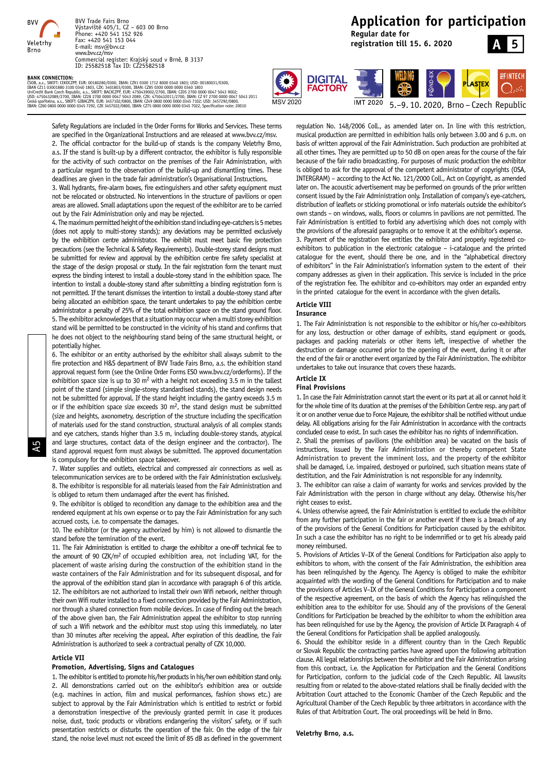BVV Trade Fairs Brno
Výstaviště 405/1, CZ – 603 00 Brno
Phone: +420 541 152 926
Fax: +420 541 153 044
E-mail: msv@bvv.cz
www.bvv.cz/msv
Commercial register: Krajský soud v Brně, B 3137
ID: 25582518 Tax ID: CZ25582518

**BANK CONNECTION:**
ČSOB, a.s., SWIFT: CEKOCZPP, EUR: 00180280/0300, IBAN: CZ91 0300 1712 8000 0340 1803; USD: 00180031/0300, IBAN CZ11 0300 1880 3100 0340 1803, CZK: 3401803/0300, IBAN: CZ85 0300 0000 0000 0340 1803
UniCredit Bank Czech Republic, a.s., SWIFT: BACXCZPP, EUR: 4750439002/2700, IBAN: CZ05 2700 0000 0047 5043 9002; USD: 4750432089/2700, IBAN: CZ28 2700 0000 0047 5043 2089, CZK: 4750432011/2700, IBAN: CZ 97 2700 0000 0047 5043 2011
Česká spořitelna, a.s., SWIFT: GIBACZPX, EUR: 3457102/0800, IBAN: CZ49 0800 0000 0000 0345 7102; USD: 3457292/0800, IBAN: CZ60 0800 0000 0000 0345 7292, CZK 3457022/0800, IBAN: CZ75 0800 0000 0000 0345 7022, Specification note: 20010

# Application for participation

**Regular date for registration till 15. 6. 2020**

**A 5**

MSV 2020 | DIGITAL FACTORY | IMT 2020 | WELDING | FOND-EX | PLASTEX | PROFINTECH

5.–9. 10. 2020, Brno – Czech Republic

Safety Regulations are included in the Order Forms for Works and Services. These terms are specified in the Organizational Instructions and are released at www.bvv.cz/msv.

2. The official contractor for the build-up of stands is the company Veletrhy Brno, a.s. If the stand is built-up by a different contractor, the exhibitor is fully responsible for the activity of such contractor on the premises of the Fair Administration, with a particular regard to the observation of the build-up and dismantling times. These deadlines are given in the trade fair administration's Organisational Instructions.

3. Wall hydrants, fire-alarm boxes, fire extinguishers and other safety equipment must not be relocated or obstructed. No interventions in the structure of pavilions or open areas are allowed. Small adaptations upon the request of the exhibitor are to be carried out by the Fair Administration only and may be rejected.

4. The maximum permitted height of the exhibition stand including eye-catchers is 5 metres (does not apply to multi-storey stands); any deviations may be permitted exclusively by the exhibition centre administrator. The exhibit must meet basic fire protection precautions (see the Technical & Safety Requirements). Double-storey stand designs must be submitted for review and approval by the exhibition centre fire safety specialist at the stage of the design proposal or study. In the fair registration form the tenant must express the binding interest to install a double-storey stand in the exhibition space. The intention to install a double-storey stand after submitting a binding registration form is not permitted. If the tenant dismisses the intention to install a double-storey stand after being allocated an exhibition space, the tenant undertakes to pay the exhibition centre administrator a penalty of 25% of the total exhibition space on the stand ground floor.

5. The exhibitor acknowledges that a situation may occur when a multi storey exhibition stand will be permitted to be constructed in the vicinity of his stand and confirms that he does not object to the neighbouring stand being of the same structural height, or potentially higher.

6. The exhibitor or an entity authorised by the exhibitor shall always submit to the fire protection and H&S department of BVV Trade Fairs Brno, a.s. the exhibition stand approval request form (see the Online Order Forms ESO www.bvv.cz/orderforms). If the exhibition space size is up to 30 m$^2$ with a height not exceeding 3.5 m in the tallest point of the stand (simple single-storey standardised stands), the stand design needs not be submitted for approval. If the stand height including the gantry exceeds 3.5 m or if the exhibition space size exceeds 30 m$^2$, the stand design must be submitted (size and heights, axonometry, description of the structure including the specification of materials used for the stand construction, structural analysis of all complex stands and eye catchers, stands higher than 3.5 m, including double-storey stands, atypical and large structures, contact data of the design engineer and the contractor). The stand approval request form must always be submitted. The approved documentation is compulsory for the exhibition space takeover.

7. Water supplies and outlets, electrical and compressed air connections as well as telecommunication services are to be ordered with the Fair Administration exclusively.

8. The exhibitor is responsible for all materials leased from the Fair Administration and is obliged to return them undamaged after the event has finished.

9. The exhibitor is obliged to recondition any damage to the exhibition area and the rendered equipment at his own expense or to pay the Fair Administration for any such accrued costs, i.e. to compensate the damages.

10. The exhibitor (or the agency authorized by him) is not allowed to dismantle the stand before the termination of the event.

11. The Fair Administration is entitled to charge the exhibitor a one-off technical fee to the amount of 90 CZK/m$^2$ of occupied exhibition area, not including VAT, for the placement of waste arising during the construction of the exhibition stand in the waste containers of the Fair Administration and for its subsequent disposal, and for the approval of the exhibition stand plan in accordance with paragraph 6 of this article.

12. The exhibitors are not authorized to install their own Wifi network, neither through their own Wifi router installed to a fixed connection provided by the Fair Administration, nor through a shared connection from mobile devices. In case of finding out the breach of the above given ban, the Fair Administration appeal the exhibitor to stop running of such a Wifi network and the exhibitor must stop using this immediately, no later than 30 minutes after receiving the appeal. After expiration of this deadline, the Fair Administration is authorized to seek a contractual penalty of CZK 10,000.

## Article VII
### Promotion, Advertising, Signs and Catalogues

1. The exhibitor is entitled to promote his/her products in his/her own exhibition stand only.

2. All demonstrations carried out on the exhibitor's exhibition area or outside (e.g. machines in action, film and musical performances, fashion shows etc.) are subject to approval by the Fair Administration which is entitled to restrict or forbid a demonstration irrespective of the previously granted permit in case it produces noise, dust, toxic products or vibrations endangering the visitors' safety, or if such presentation restricts or disturbs the operation of the fair. On the edge of the fair stand, the noise level must not exceed the limit of 85 dB as defined in the government regulation No. 148/2006 Coll., as amended later on. In line with this restriction, musical production are permitted in exhibition halls only between 3.00 and 6 p.m. on basis of written approval of the Fair Administration. Such production are prohibited at all other times. They are permitted up to 50 dB on open areas for the course of the fair because of the fair radio broadcasting. For purposes of music production the exhibitor is obliged to ask for the approval of the competent administrator of copyrights (OSA, INTERGRAM) – according to the Act No. 121/2000 Coll., Act on Copyright, as amended later on. The acoustic advertisement may be performed on grounds of the prior written consent issued by the Fair Administration only. Installation of company's eye-catchers, distribution of leaflets or sticking promotional or info materials outside the exhibitor's own stands – on windows, walls, floors or columns in pavilions are not permitted. The Fair Administration is entitled to forbid any advertising which does not comply with the provisions of the aforesaid paragraphs or to remove it at the exhibitor's expense.

3. Payment of the registration fee entitles the exhibitor and properly registered co-exhibitors to publication in the electronic catalogue – i-catalogue and the printed catalogue for the event, should there be one, and in the "alphabetical directory of exhibitors" in the Fair Administration's information system to the extent of their company addresses as given in their application. This service is included in the price of the registration fee. The exhibitor and co-exhibitors may order an expanded entry in the printed catalogue for the event in accordance with the given details.

## Article VIII
### Insurance

1. The Fair Administration is not responsible to the exhibitor or his/her co-exhibitors for any loss, destruction or other damage of exhibits, stand equipment or goods, packages and packing materials or other items left, irrespective of whether the destruction or damage occurred prior to the opening of the event, during it or after the end of the fair or another event organized by the Fair Administration. The exhibitor undertakes to take out insurance that covers these hazards.

## Article IX
### Final Provisions

1. In case the Fair Administration cannot start the event or its part at all or cannot hold it for the whole time of its duration at the premises of the Exhibition Centre resp. any part of it or on another venue due to Force Majeure, the exhibitor shall be notified without undue delay. All obligations arising for the Fair Administration in accordance with the contracts concluded cease to exist. In such cases the exhibitor has no rights of indemnification.

2. Shall the premises of pavilions (the exhibition area) be vacated on the basis of instructions, issued by the Fair Administration or thereby competent State Administration to prevent the imminent loss, and the property of the exhibitor shall be damaged, i.e. impaired, destroyed or purloined, such situation means state of destitution, and the Fair Administration is not responsible for any indemnity.

3. The exhibitor can raise a claim of warranty for works and services provided by the Fair Administration with the person in charge without any delay. Otherwise his/her right ceases to exist.

4. Unless otherwise agreed, the Fair Administration is entitled to exclude the exhibitor from any further participation in the fair or another event if there is a breach of any of the provisions of the General Conditions for Participation caused by the exhibitor. In such a case the exhibitor has no right to be indemnified or to get his already paid money reimbursed.

5. Provisions of Articles V–IX of the General Conditions for Participation also apply to exhibitors to whom, with the consent of the Fair Administration, the exhibition area has been relinquished by the Agency. The Agency is obliged to make the exhibitor acquainted with the wording of the General Conditions for Participation and to make the provisions of Articles V–IX of the General Conditions for Participation a component of the respective agreement, on the basis of which the Agency has relinquished the exhibition area to the exhibitor for use. Should any of the provisions of the General Conditions for Participation be breached by the exhibitor to whom the exhibition area has been relinquished for use by the Agency, the provision of Article IX Paragraph 4 of the General Conditions for Participation shall be applied analogously.

6. Should the exhibitor reside in a different country than in the Czech Republic or Slovak Republic the contracting parties have agreed upon the following arbitration clause. All legal relationships between the exhibitor and the Fair Administration arising from this contract, i.e. the Application for Participation and the General Conditions for Participation, conform to the judicial code of the Czech Republic. All lawsuits resulting from or related to the above-stated relations shall be finally decided with the Arbitration Court attached to the Economic Chamber of the Czech Republic and the Agricultural Chamber of the Czech Republic by three arbitrators in accordance with the Rules of that Arbitration Court. The oral proceedings will be held in Brno.

**Veletrhy Brno, a.s.**